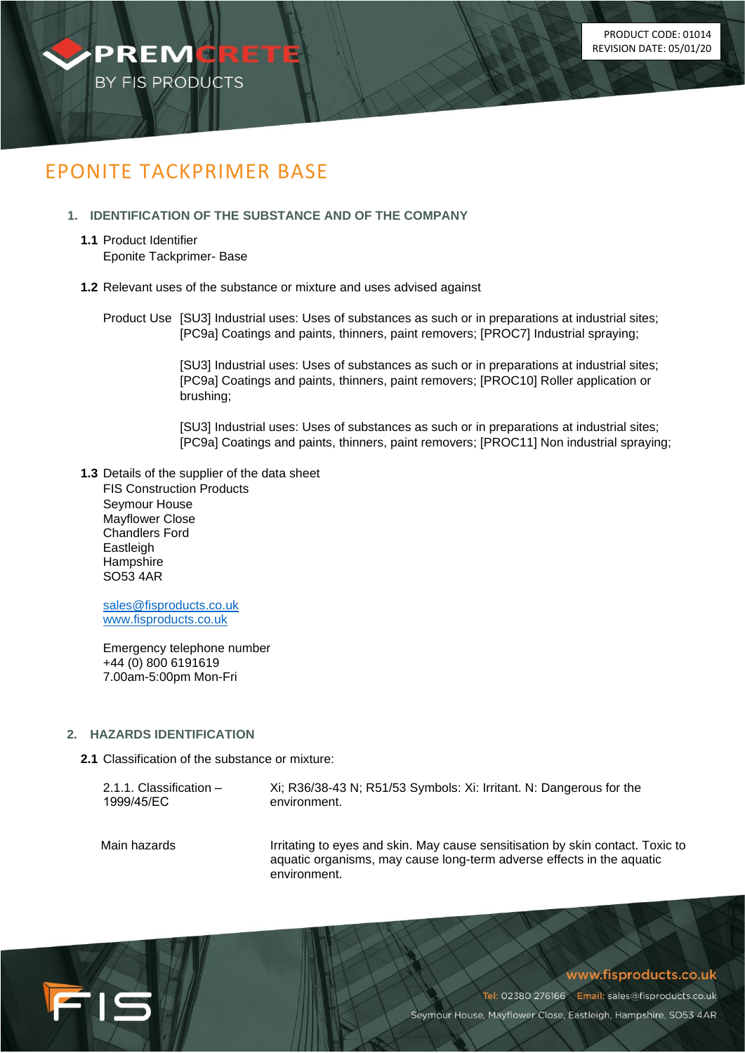PRODUCT CODE: 01014
REVISION DATE: 05/01/20

# EPONITE TACKPRIMER BASE

## 1. IDENTIFICATION OF THE SUBSTANCE AND OF THE COMPANY

**1.1** Product Identifier
Eponite Tackprimer- Base

**1.2** Relevant uses of the substance or mixture and uses advised against

Product Use [SU3] Industrial uses: Uses of substances as such or in preparations at industrial sites; [PC9a] Coatings and paints, thinners, paint removers; [PROC7] Industrial spraying;

[SU3] Industrial uses: Uses of substances as such or in preparations at industrial sites; [PC9a] Coatings and paints, thinners, paint removers; [PROC10] Roller application or brushing;

[SU3] Industrial uses: Uses of substances as such or in preparations at industrial sites; [PC9a] Coatings and paints, thinners, paint removers; [PROC11] Non industrial spraying;

**1.3** Details of the supplier of the data sheet
FIS Construction Products
Seymour House
Mayflower Close
Chandlers Ford
Eastleigh
Hampshire
SO53 4AR

sales@fisproducts.co.uk
www.fisproducts.co.uk

Emergency telephone number
+44 (0) 800 6191619
7.00am-5:00pm Mon-Fri

## 2. HAZARDS IDENTIFICATION

**2.1** Classification of the substance or mixture:

| | |
|---|---|
| 2.1.1. Classification – 1999/45/EC | Xi; R36/38-43 N; R51/53 Symbols: Xi: Irritant. N: Dangerous for the environment. |
| Main hazards | Irritating to eyes and skin. May cause sensitisation by skin contact. Toxic to aquatic organisms, may cause long-term adverse effects in the aquatic environment. |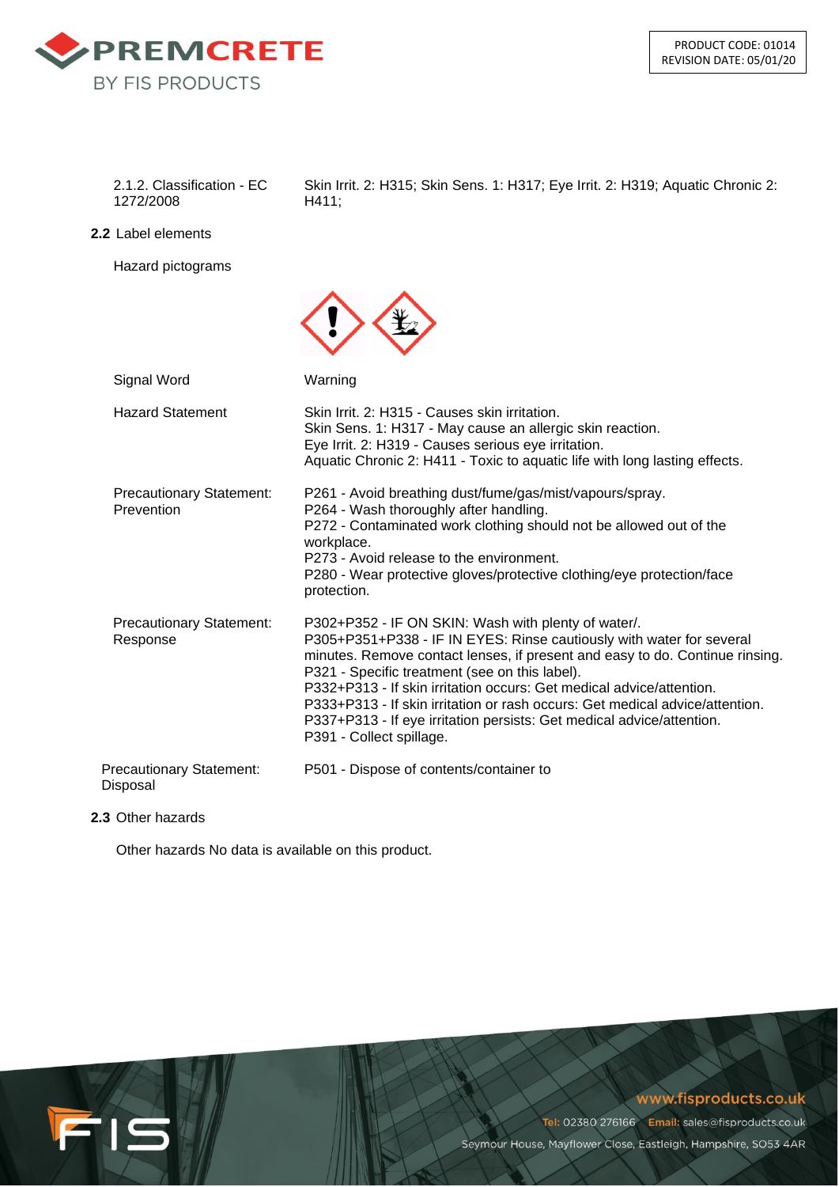2.1.2. Classification - EC 1272/2008: Skin Irrit. 2: H315; Skin Sens. 1: H317; Eye Irrit. 2: H319; Aquatic Chronic 2: H411;

**2.2** Label elements

Hazard pictograms

| | |
|---|---|
| Signal Word | Warning |
| Hazard Statement | Skin Irrit. 2: H315 - Causes skin irritation.<br>Skin Sens. 1: H317 - May cause an allergic skin reaction.<br>Eye Irrit. 2: H319 - Causes serious eye irritation.<br>Aquatic Chronic 2: H411 - Toxic to aquatic life with long lasting effects. |
| Precautionary Statement: Prevention | P261 - Avoid breathing dust/fume/gas/mist/vapours/spray.<br>P264 - Wash thoroughly after handling.<br>P272 - Contaminated work clothing should not be allowed out of the workplace.<br>P273 - Avoid release to the environment.<br>P280 - Wear protective gloves/protective clothing/eye protection/face protection. |
| Precautionary Statement: Response | P302+P352 - IF ON SKIN: Wash with plenty of water/.<br>P305+P351+P338 - IF IN EYES: Rinse cautiously with water for several minutes. Remove contact lenses, if present and easy to do. Continue rinsing.<br>P321 - Specific treatment (see on this label).<br>P332+P313 - If skin irritation occurs: Get medical advice/attention.<br>P333+P313 - If skin irritation or rash occurs: Get medical advice/attention.<br>P337+P313 - If eye irritation persists: Get medical advice/attention.<br>P391 - Collect spillage. |
| Precautionary Statement: Disposal | P501 - Dispose of contents/container to |

**2.3** Other hazards

Other hazards No data is available on this product.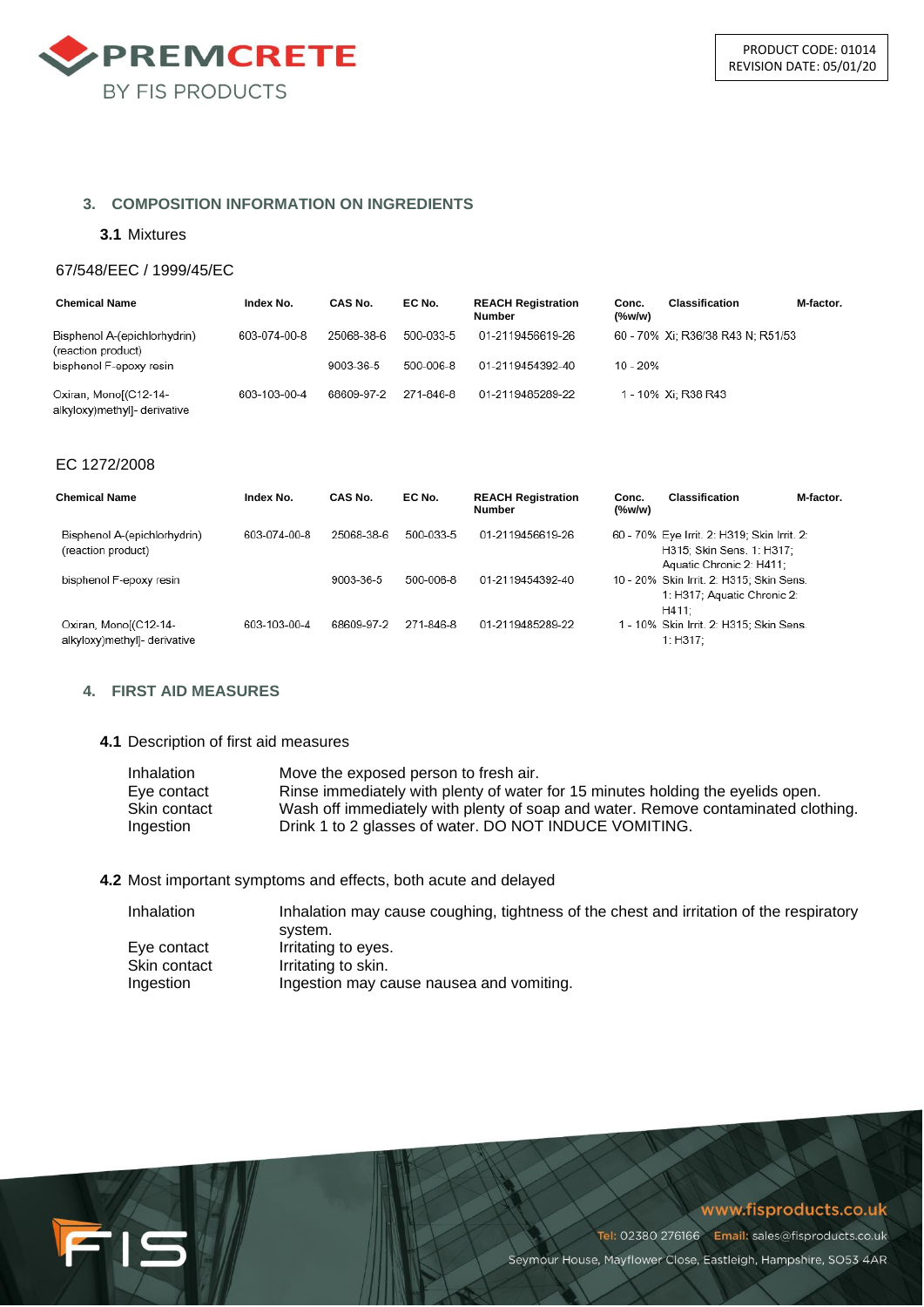## 3. COMPOSITION INFORMATION ON INGREDIENTS

### 3.1 Mixtures

67/548/EEC / 1999/45/EC

| Chemical Name | Index No. | CAS No. | EC No. | REACH Registration Number | Conc. (%w/w) | Classification | M-factor. |
|---|---|---|---|---|---|---|---|
| Bisphenol A-(epichlorhydrin) (reaction product) | 603-074-00-8 | 25068-38-6 | 500-033-5 | 01-2119456619-26 | 60 - 70% | Xi; R36/38 R43 N; R51/53 | |
| bisphenol F-epoxy resin | | 9003-36-5 | 500-006-8 | 01-2119454392-40 | 10 - 20% | | |
| Oxiran, Mono[(C12-14-alkyloxy)methyl]- derivative | 603-103-00-4 | 68609-97-2 | 271-846-8 | 01-2119485289-22 | 1 - 10% | Xi; R38 R43 | |

EC 1272/2008

| Chemical Name | Index No. | CAS No. | EC No. | REACH Registration Number | Conc. (%w/w) | Classification | M-factor. |
|---|---|---|---|---|---|---|---|
| Bisphenol A-(epichlorhydrin) (reaction product) | 603-074-00-8 | 25068-38-6 | 500-033-5 | 01-2119456619-26 | 60 - 70% | Eye Irrit. 2: H319; Skin Irrit. 2: H315; Skin Sens. 1: H317; Aquatic Chronic 2: H411; | |
| bisphenol F-epoxy resin | | 9003-36-5 | 500-006-8 | 01-2119454392-40 | 10 - 20% | Skin Irrit. 2: H315; Skin Sens. 1: H317; Aquatic Chronic 2: H411; | |
| Oxiran, Mono[(C12-14-alkyloxy)methyl]- derivative | 603-103-00-4 | 68609-97-2 | 271-846-8 | 01-2119485289-22 | 1 - 10% | Skin Irrit. 2: H315; Skin Sens. 1: H317; | |

## 4. FIRST AID MEASURES

### 4.1 Description of first aid measures

| | |
|---|---|
| Inhalation | Move the exposed person to fresh air. |
| Eye contact | Rinse immediately with plenty of water for 15 minutes holding the eyelids open. |
| Skin contact | Wash off immediately with plenty of soap and water. Remove contaminated clothing. |
| Ingestion | Drink 1 to 2 glasses of water. DO NOT INDUCE VOMITING. |

### 4.2 Most important symptoms and effects, both acute and delayed

| | |
|---|---|
| Inhalation | Inhalation may cause coughing, tightness of the chest and irritation of the respiratory system. |
| Eye contact | Irritating to eyes. |
| Skin contact | Irritating to skin. |
| Ingestion | Ingestion may cause nausea and vomiting. |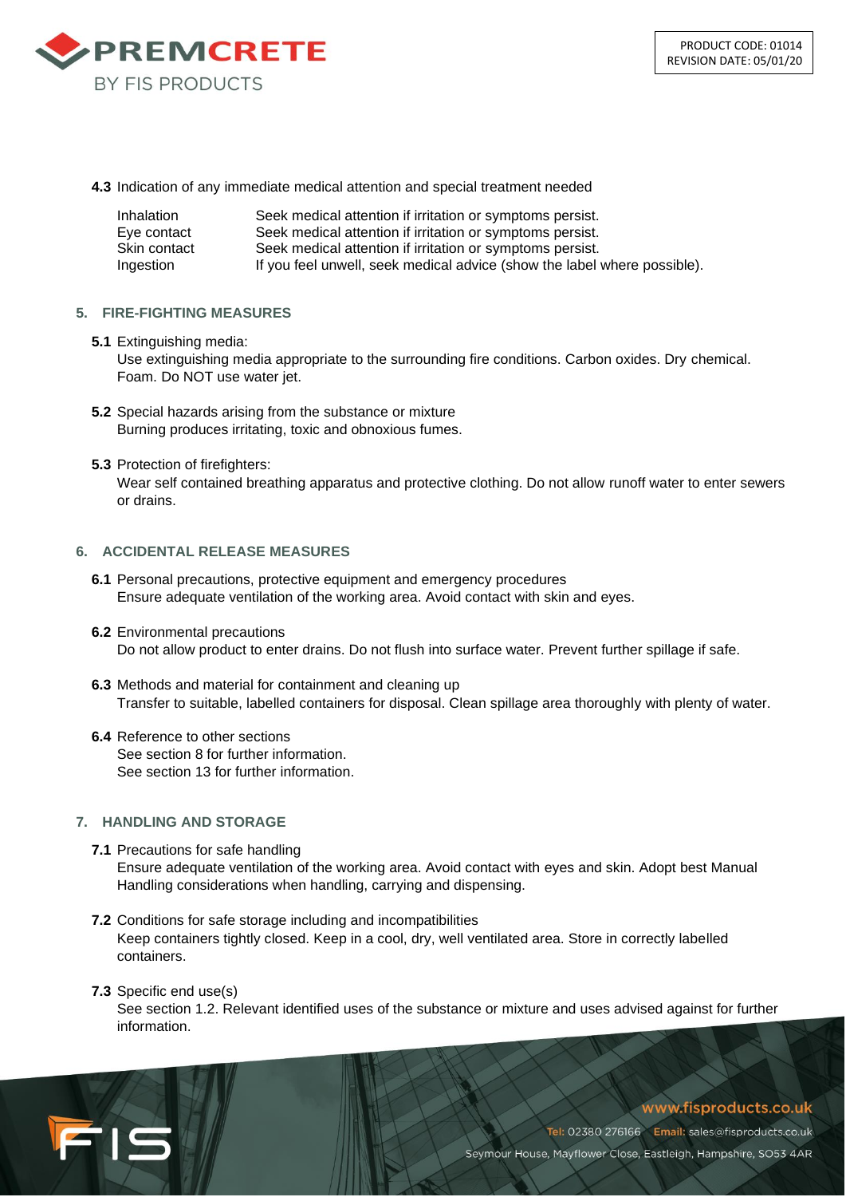**4.3** Indication of any immediate medical attention and special treatment needed

| | |
|---|---|
| Inhalation | Seek medical attention if irritation or symptoms persist. |
| Eye contact | Seek medical attention if irritation or symptoms persist. |
| Skin contact | Seek medical attention if irritation or symptoms persist. |
| Ingestion | If you feel unwell, seek medical advice (show the label where possible). |

## 5. FIRE-FIGHTING MEASURES

**5.1** Extinguishing media:
Use extinguishing media appropriate to the surrounding fire conditions. Carbon oxides. Dry chemical. Foam. Do NOT use water jet.

**5.2** Special hazards arising from the substance or mixture
Burning produces irritating, toxic and obnoxious fumes.

**5.3** Protection of firefighters:
Wear self contained breathing apparatus and protective clothing. Do not allow runoff water to enter sewers or drains.

## 6. ACCIDENTAL RELEASE MEASURES

**6.1** Personal precautions, protective equipment and emergency procedures
Ensure adequate ventilation of the working area. Avoid contact with skin and eyes.

**6.2** Environmental precautions
Do not allow product to enter drains. Do not flush into surface water. Prevent further spillage if safe.

**6.3** Methods and material for containment and cleaning up
Transfer to suitable, labelled containers for disposal. Clean spillage area thoroughly with plenty of water.

**6.4** Reference to other sections
See section 8 for further information.
See section 13 for further information.

## 7. HANDLING AND STORAGE

**7.1** Precautions for safe handling
Ensure adequate ventilation of the working area. Avoid contact with eyes and skin. Adopt best Manual Handling considerations when handling, carrying and dispensing.

**7.2** Conditions for safe storage including and incompatibilities
Keep containers tightly closed. Keep in a cool, dry, well ventilated area. Store in correctly labelled containers.

**7.3** Specific end use(s)
See section 1.2. Relevant identified uses of the substance or mixture and uses advised against for further information.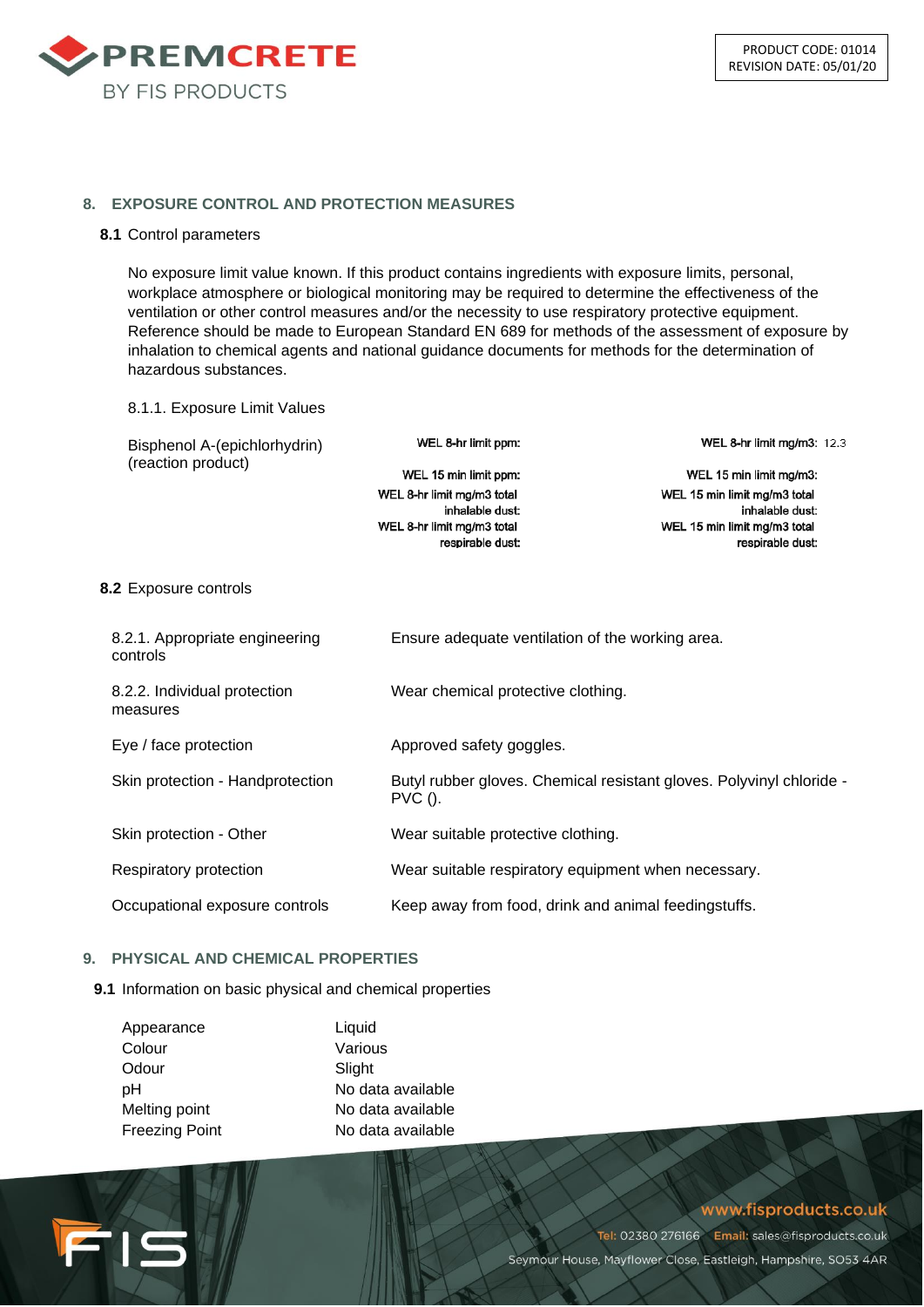## 8. EXPOSURE CONTROL AND PROTECTION MEASURES

**8.1** Control parameters

No exposure limit value known. If this product contains ingredients with exposure limits, personal, workplace atmosphere or biological monitoring may be required to determine the effectiveness of the ventilation or other control measures and/or the necessity to use respiratory protective equipment. Reference should be made to European Standard EN 689 for methods of the assessment of exposure by inhalation to chemical agents and national guidance documents for methods for the determination of hazardous substances.

8.1.1. Exposure Limit Values

| Bisphenol A-(epichlorhydrin) (reaction product) | WEL 8-hr limit ppm: | WEL 8-hr limit mg/m3: 12.3 |
|---|---|---|
| | WEL 15 min limit ppm: | WEL 15 min limit mg/m3: |
| | WEL 8-hr limit mg/m3 total inhalable dust: | WEL 15 min limit mg/m3 total inhalable dust: |
| | WEL 8-hr limit mg/m3 total respirable dust: | WEL 15 min limit mg/m3 total respirable dust: |

**8.2** Exposure controls

| | |
|---|---|
| 8.2.1. Appropriate engineering controls | Ensure adequate ventilation of the working area. |
| 8.2.2. Individual protection measures | Wear chemical protective clothing. |
| Eye / face protection | Approved safety goggles. |
| Skin protection - Handprotection | Butyl rubber gloves. Chemical resistant gloves. Polyvinyl chloride - PVC (). |
| Skin protection - Other | Wear suitable protective clothing. |
| Respiratory protection | Wear suitable respiratory equipment when necessary. |
| Occupational exposure controls | Keep away from food, drink and animal feedingstuffs. |

## 9. PHYSICAL AND CHEMICAL PROPERTIES

**9.1** Information on basic physical and chemical properties

| | |
|---|---|
| Appearance | Liquid |
| Colour | Various |
| Odour | Slight |
| pH | No data available |
| Melting point | No data available |
| Freezing Point | No data available |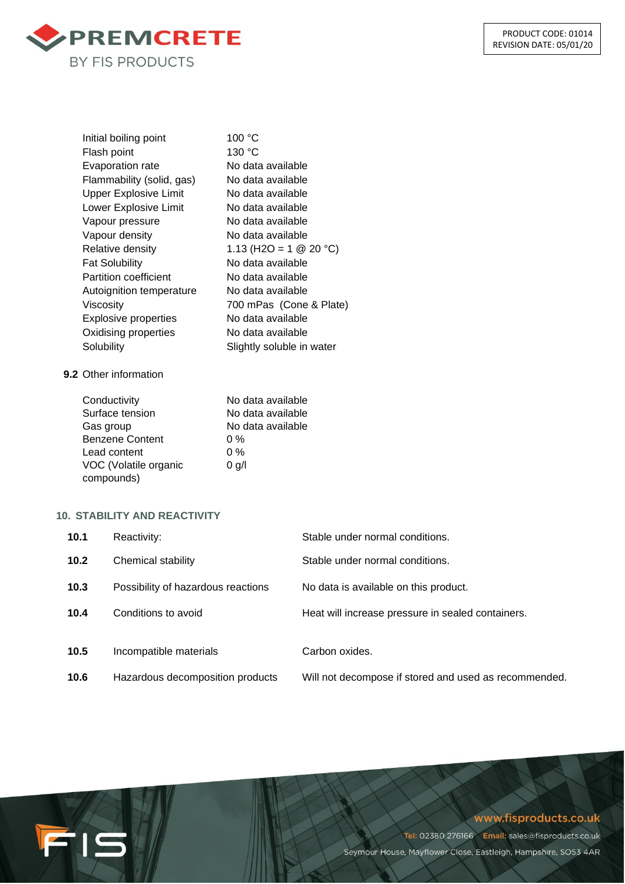| | |
|---|---|
| Initial boiling point | 100 °C |
| Flash point | 130 °C |
| Evaporation rate | No data available |
| Flammability (solid, gas) | No data available |
| Upper Explosive Limit | No data available |
| Lower Explosive Limit | No data available |
| Vapour pressure | No data available |
| Vapour density | No data available |
| Relative density | 1.13 ($H_2O$ = 1 @ 20 °C) |
| Fat Solubility | No data available |
| Partition coefficient | No data available |
| Autoignition temperature | No data available |
| Viscosity | 700 mPas (Cone & Plate) |
| Explosive properties | No data available |
| Oxidising properties | No data available |
| Solubility | Slightly soluble in water |

**9.2** Other information

| | |
|---|---|
| Conductivity | No data available |
| Surface tension | No data available |
| Gas group | No data available |
| Benzene Content | 0 % |
| Lead content | 0 % |
| VOC (Volatile organic compounds) | 0 g/l |

## 10. STABILITY AND REACTIVITY

| | | |
|---|---|---|
| **10.1** | Reactivity: | Stable under normal conditions. |
| **10.2** | Chemical stability | Stable under normal conditions. |
| **10.3** | Possibility of hazardous reactions | No data is available on this product. |
| **10.4** | Conditions to avoid | Heat will increase pressure in sealed containers. |
| **10.5** | Incompatible materials | Carbon oxides. |
| **10.6** | Hazardous decomposition products | Will not decompose if stored and used as recommended. |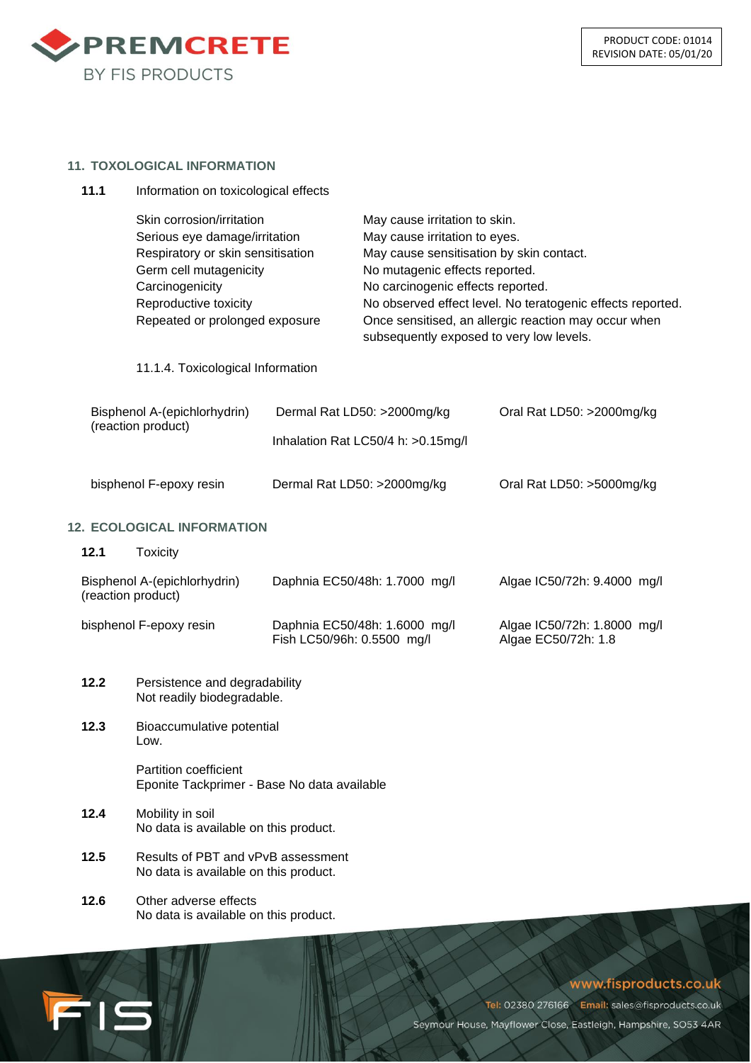## 11. TOXOLOGICAL INFORMATION

**11.1** Information on toxicological effects

| | |
|---|---|
| Skin corrosion/irritation | May cause irritation to skin. |
| Serious eye damage/irritation | May cause irritation to eyes. |
| Respiratory or skin sensitisation | May cause sensitisation by skin contact. |
| Germ cell mutagenicity | No mutagenic effects reported. |
| Carcinogenicity | No carcinogenic effects reported. |
| Reproductive toxicity | No observed effect level. No teratogenic effects reported. |
| Repeated or prolonged exposure | Once sensitised, an allergic reaction may occur when subsequently exposed to very low levels. |

11.1.4. Toxicological Information

| | | |
|---|---|---|
| Bisphenol A-(epichlorhydrin) (reaction product) | Dermal Rat LD50: >2000mg/kg<br>Inhalation Rat LC50/4 h: >0.15mg/l | Oral Rat LD50: >2000mg/kg |
| bisphenol F-epoxy resin | Dermal Rat LD50: >2000mg/kg | Oral Rat LD50: >5000mg/kg |

## 12. ECOLOGICAL INFORMATION

**12.1** Toxicity

| | | |
|---|---|---|
| Bisphenol A-(epichlorhydrin) (reaction product) | Daphnia EC50/48h: 1.7000 mg/l | Algae IC50/72h: 9.4000 mg/l |
| bisphenol F-epoxy resin | Daphnia EC50/48h: 1.6000 mg/l<br>Fish LC50/96h: 0.5500 mg/l | Algae IC50/72h: 1.8000 mg/l<br>Algae EC50/72h: 1.8 |

**12.2** Persistence and degradability
Not readily biodegradable.

**12.3** Bioaccumulative potential
Low.

Partition coefficient
Eponite Tackprimer - Base No data available

**12.4** Mobility in soil
No data is available on this product.

**12.5** Results of PBT and vPvB assessment
No data is available on this product.

**12.6** Other adverse effects
No data is available on this product.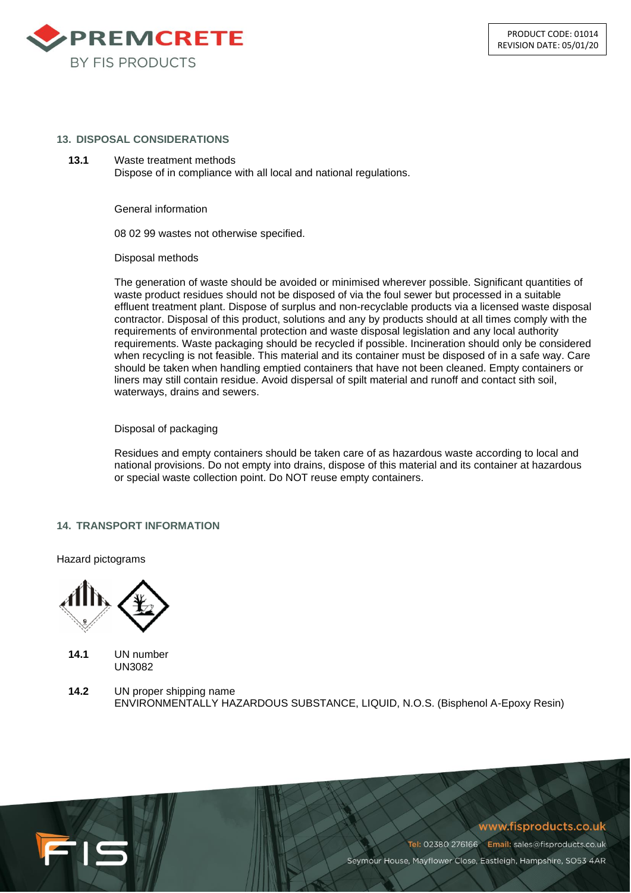## 13. DISPOSAL CONSIDERATIONS

**13.1** Waste treatment methods

Dispose of in compliance with all local and national regulations.

General information

08 02 99 wastes not otherwise specified.

Disposal methods

The generation of waste should be avoided or minimised wherever possible. Significant quantities of waste product residues should not be disposed of via the foul sewer but processed in a suitable effluent treatment plant. Dispose of surplus and non-recyclable products via a licensed waste disposal contractor. Disposal of this product, solutions and any by products should at all times comply with the requirements of environmental protection and waste disposal legislation and any local authority requirements. Waste packaging should be recycled if possible. Incineration should only be considered when recycling is not feasible. This material and its container must be disposed of in a safe way. Care should be taken when handling emptied containers that have not been cleaned. Empty containers or liners may still contain residue. Avoid dispersal of spilt material and runoff and contact sith soil, waterways, drains and sewers.

Disposal of packaging

Residues and empty containers should be taken care of as hazardous waste according to local and national provisions. Do not empty into drains, dispose of this material and its container at hazardous or special waste collection point. Do NOT reuse empty containers.

## 14. TRANSPORT INFORMATION

Hazard pictograms

**14.1** UN number

UN3082

**14.2** UN proper shipping name

ENVIRONMENTALLY HAZARDOUS SUBSTANCE, LIQUID, N.O.S. (Bisphenol A-Epoxy Resin)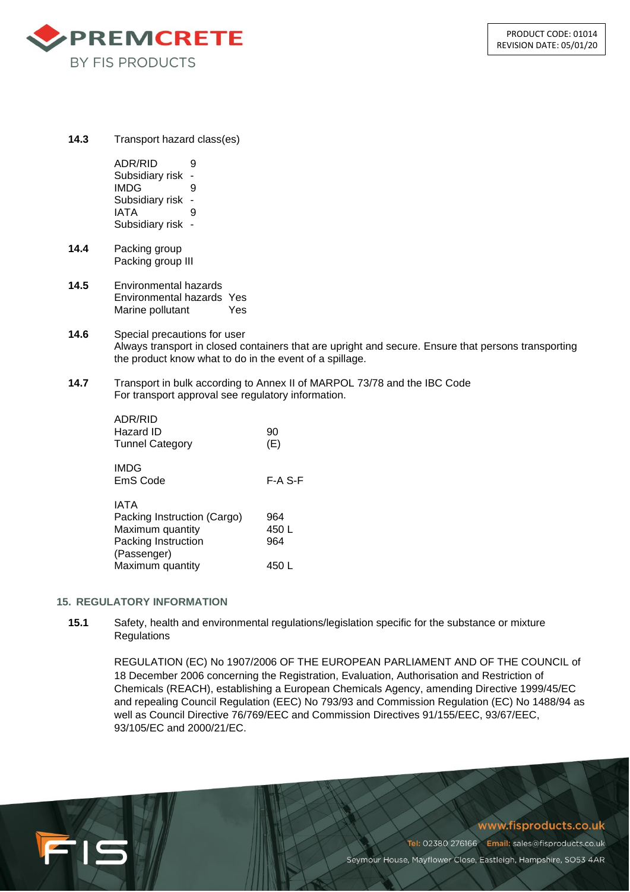**14.3** Transport hazard class(es)

| | |
|---|---|
| ADR/RID | 9 |
| Subsidiary risk | - |
| IMDG | 9 |
| Subsidiary risk | - |
| IATA | 9 |
| Subsidiary risk | - |

**14.4** Packing group
Packing group III

**14.5** Environmental hazards

| | |
|---|---|
| Environmental hazards | Yes |
| Marine pollutant | Yes |

**14.6** Special precautions for user
Always transport in closed containers that are upright and secure. Ensure that persons transporting the product know what to do in the event of a spillage.

**14.7** Transport in bulk according to Annex II of MARPOL 73/78 and the IBC Code
For transport approval see regulatory information.

| | |
|---|---|
| **ADR/RID** | |
| Hazard ID | 90 |
| Tunnel Category | (E) |
| **IMDG** | |
| EmS Code | F-A S-F |
| **IATA** | |
| Packing Instruction (Cargo) | 964 |
| Maximum quantity | 450 L |
| Packing Instruction (Passenger) | 964 |
| Maximum quantity | 450 L |

## 15. REGULATORY INFORMATION

**15.1** Safety, health and environmental regulations/legislation specific for the substance or mixture
Regulations

REGULATION (EC) No 1907/2006 OF THE EUROPEAN PARLIAMENT AND OF THE COUNCIL of 18 December 2006 concerning the Registration, Evaluation, Authorisation and Restriction of Chemicals (REACH), establishing a European Chemicals Agency, amending Directive 1999/45/EC and repealing Council Regulation (EEC) No 793/93 and Commission Regulation (EC) No 1488/94 as well as Council Directive 76/769/EEC and Commission Directives 91/155/EEC, 93/67/EEC, 93/105/EC and 2000/21/EC.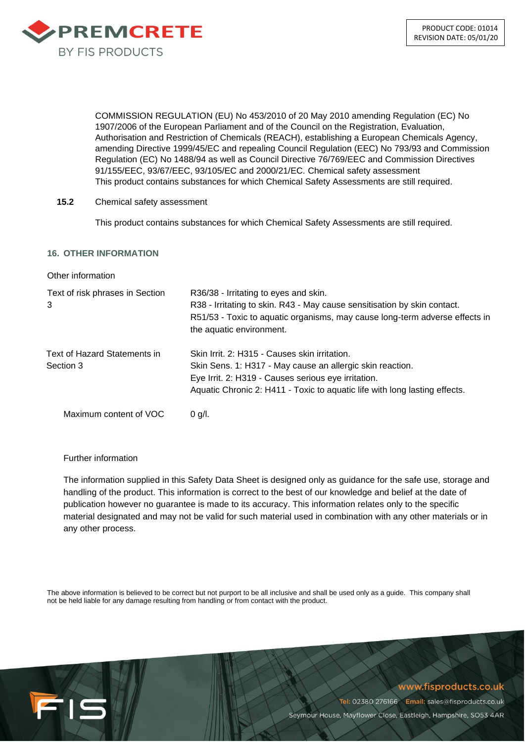COMMISSION REGULATION (EU) No 453/2010 of 20 May 2010 amending Regulation (EC) No 1907/2006 of the European Parliament and of the Council on the Registration, Evaluation, Authorisation and Restriction of Chemicals (REACH), establishing a European Chemicals Agency, amending Directive 1999/45/EC and repealing Council Regulation (EEC) No 793/93 and Commission Regulation (EC) No 1488/94 as well as Council Directive 76/769/EEC and Commission Directives 91/155/EEC, 93/67/EEC, 93/105/EC and 2000/21/EC. Chemical safety assessment
This product contains substances for which Chemical Safety Assessments are still required.

**15.2** Chemical safety assessment

This product contains substances for which Chemical Safety Assessments are still required.

## 16. OTHER INFORMATION

Other information

| | |
|---|---|
| Text of risk phrases in Section 3 | R36/38 - Irritating to eyes and skin.<br>R38 - Irritating to skin. R43 - May cause sensitisation by skin contact.<br>R51/53 - Toxic to aquatic organisms, may cause long-term adverse effects in the aquatic environment. |
| Text of Hazard Statements in Section 3 | Skin Irrit. 2: H315 - Causes skin irritation.<br>Skin Sens. 1: H317 - May cause an allergic skin reaction.<br>Eye Irrit. 2: H319 - Causes serious eye irritation.<br>Aquatic Chronic 2: H411 - Toxic to aquatic life with long lasting effects. |
| Maximum content of VOC | 0 g/l. |

Further information

The information supplied in this Safety Data Sheet is designed only as guidance for the safe use, storage and handling of the product. This information is correct to the best of our knowledge and belief at the date of publication however no guarantee is made to its accuracy. This information relates only to the specific material designated and may not be valid for such material used in combination with any other materials or in any other process.

The above information is believed to be correct but not purport to be all inclusive and shall be used only as a guide. This company shall not be held liable for any damage resulting from handling or from contact with the product.